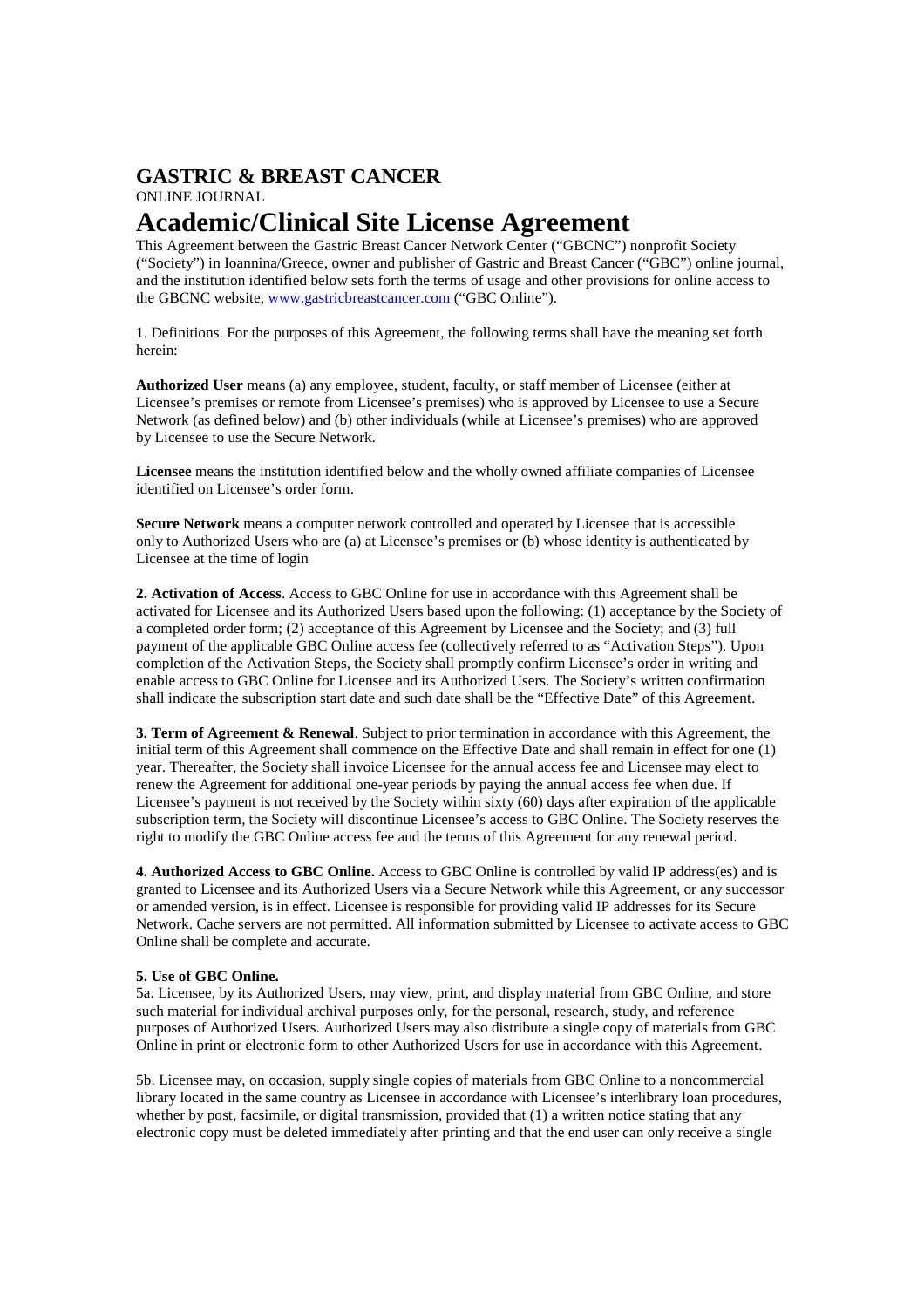## GASTRIC & BREAST CANCER

ONLINE JOURNAL

# Academic/Clinical Site License Agreement

This Agreement between the Gastric Breast Cancer Network Center ("GBCNC") nonprofit Society ("Society") in Ioannina/Greece, owner and publisher of Gastric and Breast Cancer ("GBC") online journal, and the institution identified below sets forth the terms of usage and other provisions for online access to the GBCNC website, www.gastricbreastcancer.com ("GBC Online").

1. Definitions. For the purposes of this Agreement, the following terms shall have the meaning set forth herein:

**Authorized User** means (a) any employee, student, faculty, or staff member of Licensee (either at Licensee's premises or remote from Licensee's premises) who is approved by Licensee to use a Secure Network (as defined below) and (b) other individuals (while at Licensee's premises) who are approved by Licensee to use the Secure Network.

**Licensee** means the institution identified below and the wholly owned affiliate companies of Licensee identified on Licensee's order form.

**Secure Network** means a computer network controlled and operated by Licensee that is accessible only to Authorized Users who are (a) at Licensee's premises or (b) whose identity is authenticated by Licensee at the time of login

**2. Activation of Access**. Access to GBC Online for use in accordance with this Agreement shall be activated for Licensee and its Authorized Users based upon the following: (1) acceptance by the Society of a completed order form; (2) acceptance of this Agreement by Licensee and the Society; and (3) full payment of the applicable GBC Online access fee (collectively referred to as "Activation Steps"). Upon completion of the Activation Steps, the Society shall promptly confirm Licensee's order in writing and enable access to GBC Online for Licensee and its Authorized Users. The Society's written confirmation shall indicate the subscription start date and such date shall be the "Effective Date" of this Agreement.

**3. Term of Agreement & Renewal**. Subject to prior termination in accordance with this Agreement, the initial term of this Agreement shall commence on the Effective Date and shall remain in effect for one (1) year. Thereafter, the Society shall invoice Licensee for the annual access fee and Licensee may elect to renew the Agreement for additional one-year periods by paying the annual access fee when due. If Licensee's payment is not received by the Society within sixty (60) days after expiration of the applicable subscription term, the Society will discontinue Licensee's access to GBC Online. The Society reserves the right to modify the GBC Online access fee and the terms of this Agreement for any renewal period.

**4. Authorized Access to GBC Online.** Access to GBC Online is controlled by valid IP address(es) and is granted to Licensee and its Authorized Users via a Secure Network while this Agreement, or any successor or amended version, is in effect. Licensee is responsible for providing valid IP addresses for its Secure Network. Cache servers are not permitted. All information submitted by Licensee to activate access to GBC Online shall be complete and accurate.

**5. Use of GBC Online.**

5a. Licensee, by its Authorized Users, may view, print, and display material from GBC Online, and store such material for individual archival purposes only, for the personal, research, study, and reference purposes of Authorized Users. Authorized Users may also distribute a single copy of materials from GBC Online in print or electronic form to other Authorized Users for use in accordance with this Agreement.

5b. Licensee may, on occasion, supply single copies of materials from GBC Online to a noncommercial library located in the same country as Licensee in accordance with Licensee's interlibrary loan procedures, whether by post, facsimile, or digital transmission, provided that (1) a written notice stating that any electronic copy must be deleted immediately after printing and that the end user can only receive a single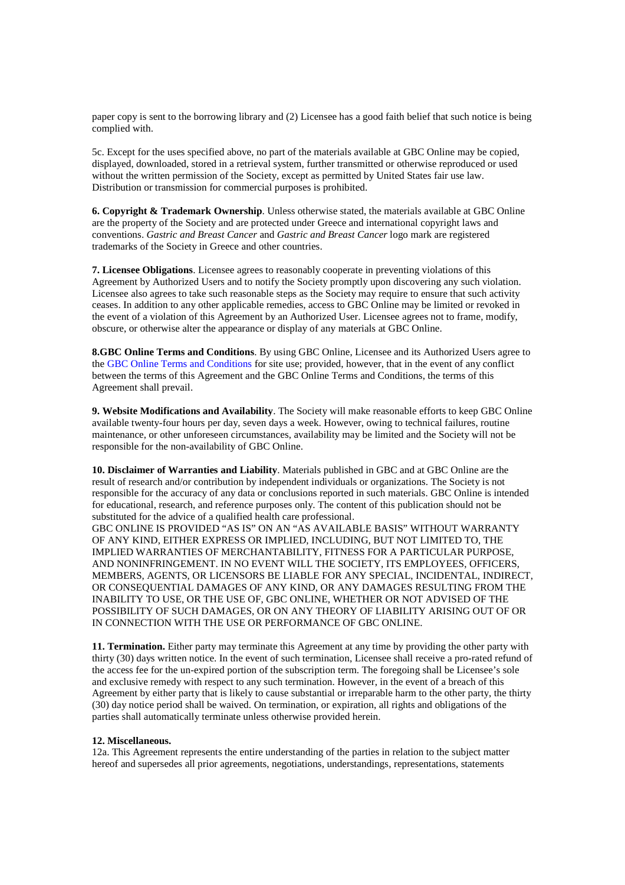paper copy is sent to the borrowing library and (2) Licensee has a good faith belief that such notice is being complied with.

5c. Except for the uses specified above, no part of the materials available at GBC Online may be copied, displayed, downloaded, stored in a retrieval system, further transmitted or otherwise reproduced or used without the written permission of the Society, except as permitted by United States fair use law. Distribution or transmission for commercial purposes is prohibited.

**6. Copyright & Trademark Ownership**. Unless otherwise stated, the materials available at GBC Online are the property of the Society and are protected under Greece and international copyright laws and conventions. *Gastric and Breast Cancer* and *Gastric and Breast Cancer* logo mark are registered trademarks of the Society in Greece and other countries.

**7. Licensee Obligations**. Licensee agrees to reasonably cooperate in preventing violations of this Agreement by Authorized Users and to notify the Society promptly upon discovering any such violation. Licensee also agrees to take such reasonable steps as the Society may require to ensure that such activity ceases. In addition to any other applicable remedies, access to GBC Online may be limited or revoked in the event of a violation of this Agreement by an Authorized User. Licensee agrees not to frame, modify, obscure, or otherwise alter the appearance or display of any materials at GBC Online.

**8.GBC Online Terms and Conditions**. By using GBC Online, Licensee and its Authorized Users agree to the GBC Online Terms and Conditions for site use; provided, however, that in the event of any conflict between the terms of this Agreement and the GBC Online Terms and Conditions, the terms of this Agreement shall prevail.

**9. Website Modifications and Availability**. The Society will make reasonable efforts to keep GBC Online available twenty-four hours per day, seven days a week. However, owing to technical failures, routine maintenance, or other unforeseen circumstances, availability may be limited and the Society will not be responsible for the non-availability of GBC Online.

**10. Disclaimer of Warranties and Liability**. Materials published in GBC and at GBC Online are the result of research and/or contribution by independent individuals or organizations. The Society is not responsible for the accuracy of any data or conclusions reported in such materials. GBC Online is intended for educational, research, and reference purposes only. The content of this publication should not be substituted for the advice of a qualified health care professional.
GBC ONLINE IS PROVIDED "AS IS" ON AN "AS AVAILABLE BASIS" WITHOUT WARRANTY OF ANY KIND, EITHER EXPRESS OR IMPLIED, INCLUDING, BUT NOT LIMITED TO, THE IMPLIED WARRANTIES OF MERCHANTABILITY, FITNESS FOR A PARTICULAR PURPOSE, AND NONINFRINGEMENT. IN NO EVENT WILL THE SOCIETY, ITS EMPLOYEES, OFFICERS, MEMBERS, AGENTS, OR LICENSORS BE LIABLE FOR ANY SPECIAL, INCIDENTAL, INDIRECT, OR CONSEQUENTIAL DAMAGES OF ANY KIND, OR ANY DAMAGES RESULTING FROM THE INABILITY TO USE, OR THE USE OF, GBC ONLINE, WHETHER OR NOT ADVISED OF THE POSSIBILITY OF SUCH DAMAGES, OR ON ANY THEORY OF LIABILITY ARISING OUT OF OR IN CONNECTION WITH THE USE OR PERFORMANCE OF GBC ONLINE.

**11. Termination.** Either party may terminate this Agreement at any time by providing the other party with thirty (30) days written notice. In the event of such termination, Licensee shall receive a pro-rated refund of the access fee for the un-expired portion of the subscription term. The foregoing shall be Licensee's sole and exclusive remedy with respect to any such termination. However, in the event of a breach of this Agreement by either party that is likely to cause substantial or irreparable harm to the other party, the thirty (30) day notice period shall be waived. On termination, or expiration, all rights and obligations of the parties shall automatically terminate unless otherwise provided herein.

**12. Miscellaneous.**

12a. This Agreement represents the entire understanding of the parties in relation to the subject matter hereof and supersedes all prior agreements, negotiations, understandings, representations, statements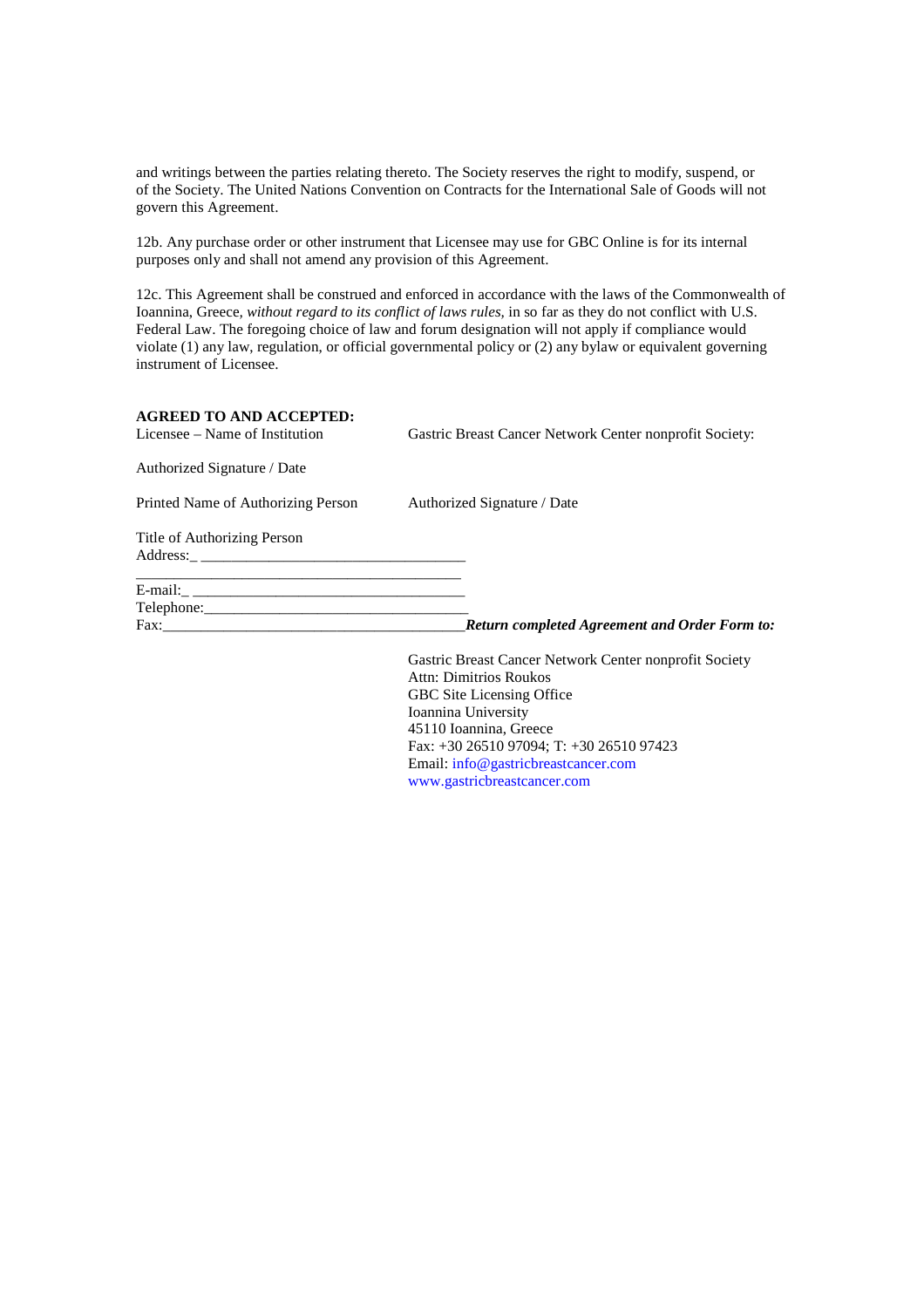and writings between the parties relating thereto. The Society reserves the right to modify, suspend, or of the Society. The United Nations Convention on Contracts for the International Sale of Goods will not govern this Agreement.

12b. Any purchase order or other instrument that Licensee may use for GBC Online is for its internal purposes only and shall not amend any provision of this Agreement.

12c. This Agreement shall be construed and enforced in accordance with the laws of the Commonwealth of Ioannina, Greece, *without regard to its conflict of laws rules*, in so far as they do not conflict with U.S. Federal Law. The foregoing choice of law and forum designation will not apply if compliance would violate (1) any law, regulation, or official governmental policy or (2) any bylaw or equivalent governing instrument of Licensee.

**AGREED TO AND ACCEPTED:**

Licensee – Name of Institution

Authorized Signature / Date

Printed Name of Authorizing Person

Title of Authorizing Person

Address:_ ___________________________________

___________________________________________

E-mail:_ ____________________________________

Telephone:____________________________________

Fax:_________________________________________

Gastric Breast Cancer Network Center nonprofit Society:

Authorized Signature / Date

***Return completed Agreement and Order Form to:***

Gastric Breast Cancer Network Center nonprofit Society
Attn: Dimitrios Roukos
GBC Site Licensing Office
Ioannina University
45110 Ioannina, Greece
Fax: +30 26510 97094; T: +30 26510 97423
Email: info@gastricbreastcancer.com
www.gastricbreastcancer.com